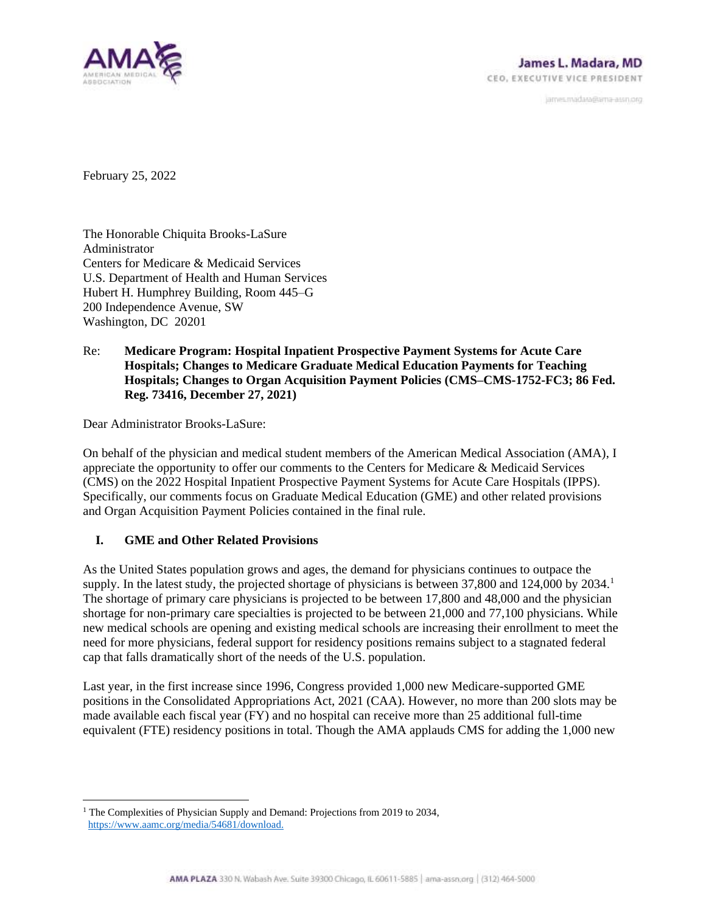James L. Madara, MD
CEO, EXECUTIVE VICE PRESIDENT
james.madara@ama-assn.org

February 25, 2022

The Honorable Chiquita Brooks-LaSure
Administrator
Centers for Medicare & Medicaid Services
U.S. Department of Health and Human Services
Hubert H. Humphrey Building, Room 445–G
200 Independence Avenue, SW
Washington, DC 20201

Re: **Medicare Program: Hospital Inpatient Prospective Payment Systems for Acute Care Hospitals; Changes to Medicare Graduate Medical Education Payments for Teaching Hospitals; Changes to Organ Acquisition Payment Policies (CMS–CMS-1752-FC3; 86 Fed. Reg. 73416, December 27, 2021)**

Dear Administrator Brooks-LaSure:

On behalf of the physician and medical student members of the American Medical Association (AMA), I appreciate the opportunity to offer our comments to the Centers for Medicare & Medicaid Services (CMS) on the 2022 Hospital Inpatient Prospective Payment Systems for Acute Care Hospitals (IPPS). Specifically, our comments focus on Graduate Medical Education (GME) and other related provisions and Organ Acquisition Payment Policies contained in the final rule.

## I. GME and Other Related Provisions

As the United States population grows and ages, the demand for physicians continues to outpace the supply. In the latest study, the projected shortage of physicians is between 37,800 and 124,000 by 2034.[1] The shortage of primary care physicians is projected to be between 17,800 and 48,000 and the physician shortage for non-primary care specialties is projected to be between 21,000 and 77,100 physicians. While new medical schools are opening and existing medical schools are increasing their enrollment to meet the need for more physicians, federal support for residency positions remains subject to a stagnated federal cap that falls dramatically short of the needs of the U.S. population.

Last year, in the first increase since 1996, Congress provided 1,000 new Medicare-supported GME positions in the Consolidated Appropriations Act, 2021 (CAA). However, no more than 200 slots may be made available each fiscal year (FY) and no hospital can receive more than 25 additional full-time equivalent (FTE) residency positions in total. Though the AMA applauds CMS for adding the 1,000 new

[1] The Complexities of Physician Supply and Demand: Projections from 2019 to 2034, https://www.aamc.org/media/54681/download.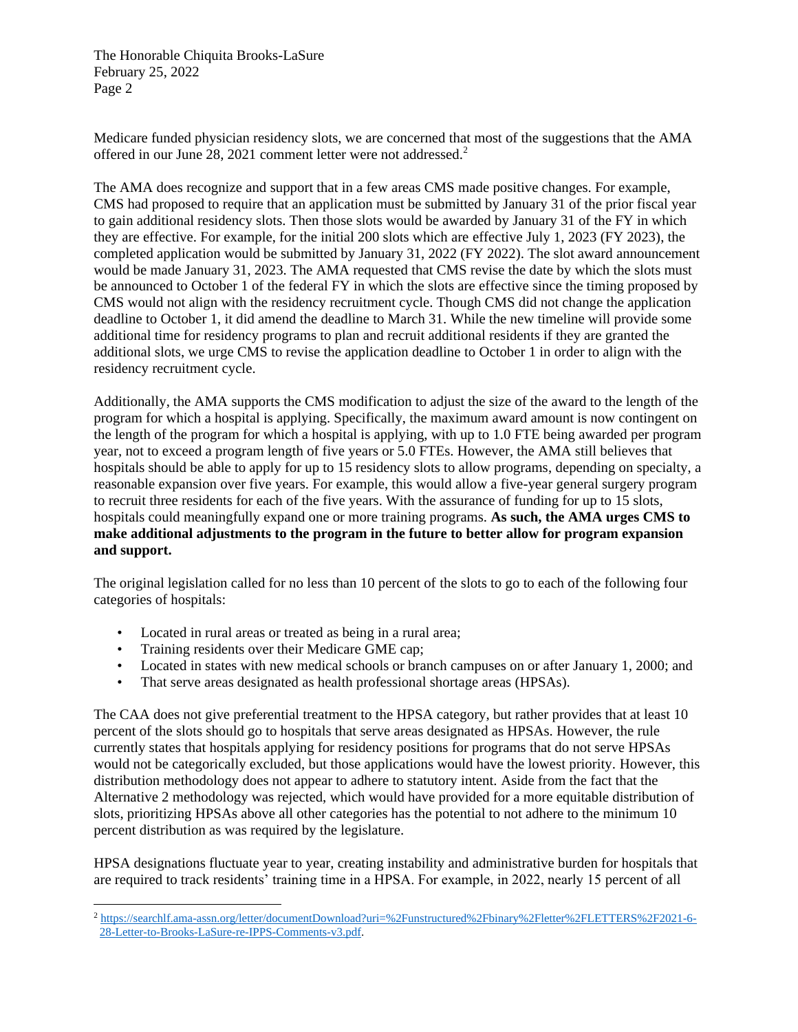Medicare funded physician residency slots, we are concerned that most of the suggestions that the AMA offered in our June 28, 2021 comment letter were not addressed.[2]

The AMA does recognize and support that in a few areas CMS made positive changes. For example, CMS had proposed to require that an application must be submitted by January 31 of the prior fiscal year to gain additional residency slots. Then those slots would be awarded by January 31 of the FY in which they are effective. For example, for the initial 200 slots which are effective July 1, 2023 (FY 2023), the completed application would be submitted by January 31, 2022 (FY 2022). The slot award announcement would be made January 31, 2023. The AMA requested that CMS revise the date by which the slots must be announced to October 1 of the federal FY in which the slots are effective since the timing proposed by CMS would not align with the residency recruitment cycle. Though CMS did not change the application deadline to October 1, it did amend the deadline to March 31. While the new timeline will provide some additional time for residency programs to plan and recruit additional residents if they are granted the additional slots, we urge CMS to revise the application deadline to October 1 in order to align with the residency recruitment cycle.

Additionally, the AMA supports the CMS modification to adjust the size of the award to the length of the program for which a hospital is applying. Specifically, the maximum award amount is now contingent on the length of the program for which a hospital is applying, with up to 1.0 FTE being awarded per program year, not to exceed a program length of five years or 5.0 FTEs. However, the AMA still believes that hospitals should be able to apply for up to 15 residency slots to allow programs, depending on specialty, a reasonable expansion over five years. For example, this would allow a five-year general surgery program to recruit three residents for each of the five years. With the assurance of funding for up to 15 slots, hospitals could meaningfully expand one or more training programs. **As such, the AMA urges CMS to make additional adjustments to the program in the future to better allow for program expansion and support.**

The original legislation called for no less than 10 percent of the slots to go to each of the following four categories of hospitals:

- Located in rural areas or treated as being in a rural area;
- Training residents over their Medicare GME cap;
- Located in states with new medical schools or branch campuses on or after January 1, 2000; and
- That serve areas designated as health professional shortage areas (HPSAs).

The CAA does not give preferential treatment to the HPSA category, but rather provides that at least 10 percent of the slots should go to hospitals that serve areas designated as HPSAs. However, the rule currently states that hospitals applying for residency positions for programs that do not serve HPSAs would not be categorically excluded, but those applications would have the lowest priority. However, this distribution methodology does not appear to adhere to statutory intent. Aside from the fact that the Alternative 2 methodology was rejected, which would have provided for a more equitable distribution of slots, prioritizing HPSAs above all other categories has the potential to not adhere to the minimum 10 percent distribution as was required by the legislature.

HPSA designations fluctuate year to year, creating instability and administrative burden for hospitals that are required to track residents' training time in a HPSA. For example, in 2022, nearly 15 percent of all

---

[2] https://searchlf.ama-assn.org/letter/documentDownload?uri=%2Funstructured%2Fbinary%2Fletter%2FLETTERS%2F2021-6-28-Letter-to-Brooks-LaSure-re-IPPS-Comments-v3.pdf.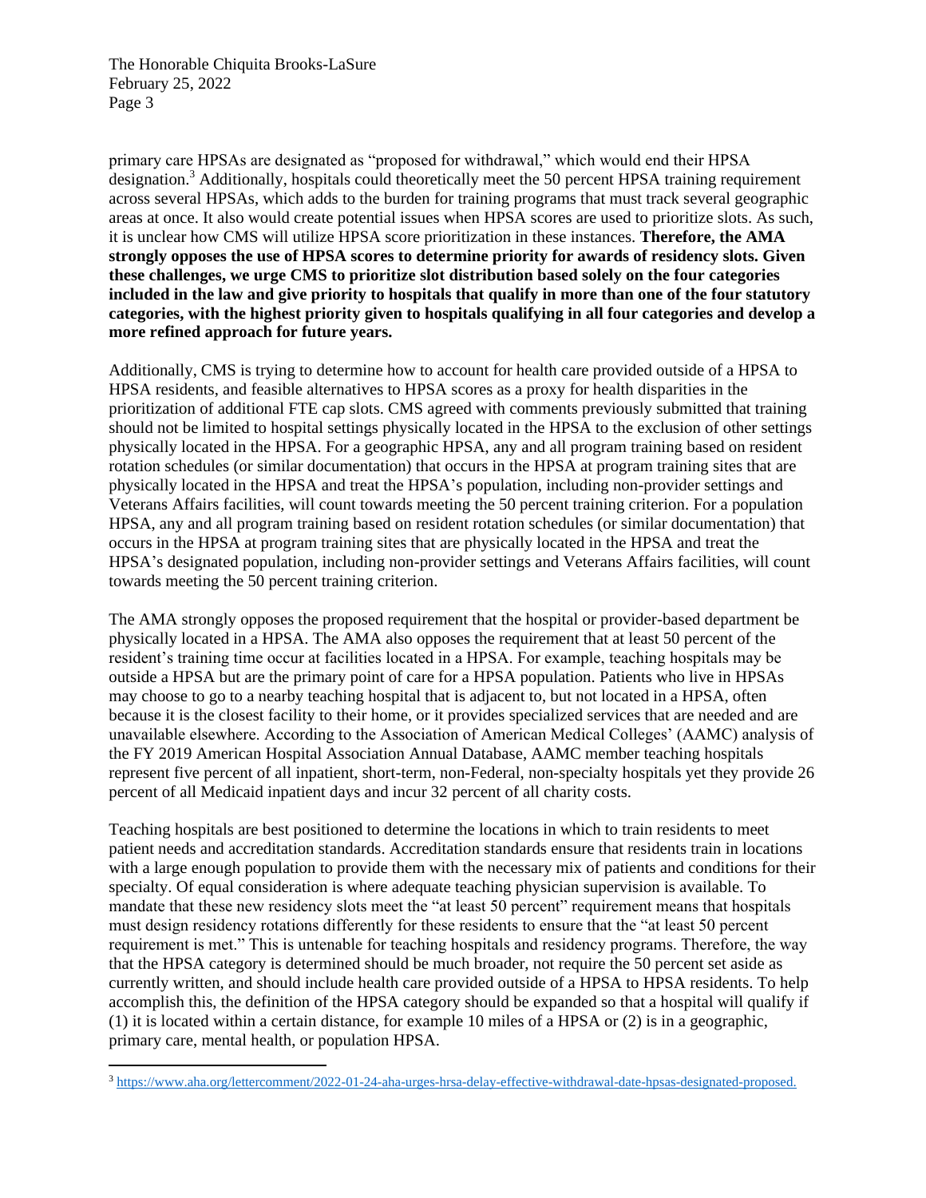primary care HPSAs are designated as "proposed for withdrawal," which would end their HPSA designation.[3] Additionally, hospitals could theoretically meet the 50 percent HPSA training requirement across several HPSAs, which adds to the burden for training programs that must track several geographic areas at once. It also would create potential issues when HPSA scores are used to prioritize slots. As such, it is unclear how CMS will utilize HPSA score prioritization in these instances. **Therefore, the AMA strongly opposes the use of HPSA scores to determine priority for awards of residency slots. Given these challenges, we urge CMS to prioritize slot distribution based solely on the four categories included in the law and give priority to hospitals that qualify in more than one of the four statutory categories, with the highest priority given to hospitals qualifying in all four categories and develop a more refined approach for future years.**

Additionally, CMS is trying to determine how to account for health care provided outside of a HPSA to HPSA residents, and feasible alternatives to HPSA scores as a proxy for health disparities in the prioritization of additional FTE cap slots. CMS agreed with comments previously submitted that training should not be limited to hospital settings physically located in the HPSA to the exclusion of other settings physically located in the HPSA. For a geographic HPSA, any and all program training based on resident rotation schedules (or similar documentation) that occurs in the HPSA at program training sites that are physically located in the HPSA and treat the HPSA's population, including non-provider settings and Veterans Affairs facilities, will count towards meeting the 50 percent training criterion. For a population HPSA, any and all program training based on resident rotation schedules (or similar documentation) that occurs in the HPSA at program training sites that are physically located in the HPSA and treat the HPSA's designated population, including non-provider settings and Veterans Affairs facilities, will count towards meeting the 50 percent training criterion.

The AMA strongly opposes the proposed requirement that the hospital or provider-based department be physically located in a HPSA. The AMA also opposes the requirement that at least 50 percent of the resident's training time occur at facilities located in a HPSA. For example, teaching hospitals may be outside a HPSA but are the primary point of care for a HPSA population. Patients who live in HPSAs may choose to go to a nearby teaching hospital that is adjacent to, but not located in a HPSA, often because it is the closest facility to their home, or it provides specialized services that are needed and are unavailable elsewhere. According to the Association of American Medical Colleges' (AAMC) analysis of the FY 2019 American Hospital Association Annual Database, AAMC member teaching hospitals represent five percent of all inpatient, short-term, non-Federal, non-specialty hospitals yet they provide 26 percent of all Medicaid inpatient days and incur 32 percent of all charity costs.

Teaching hospitals are best positioned to determine the locations in which to train residents to meet patient needs and accreditation standards. Accreditation standards ensure that residents train in locations with a large enough population to provide them with the necessary mix of patients and conditions for their specialty. Of equal consideration is where adequate teaching physician supervision is available. To mandate that these new residency slots meet the "at least 50 percent" requirement means that hospitals must design residency rotations differently for these residents to ensure that the "at least 50 percent requirement is met." This is untenable for teaching hospitals and residency programs. Therefore, the way that the HPSA category is determined should be much broader, not require the 50 percent set aside as currently written, and should include health care provided outside of a HPSA to HPSA residents. To help accomplish this, the definition of the HPSA category should be expanded so that a hospital will qualify if (1) it is located within a certain distance, for example 10 miles of a HPSA or (2) is in a geographic, primary care, mental health, or population HPSA.

[3] https://www.aha.org/lettercomment/2022-01-24-aha-urges-hrsa-delay-effective-withdrawal-date-hpsas-designated-proposed.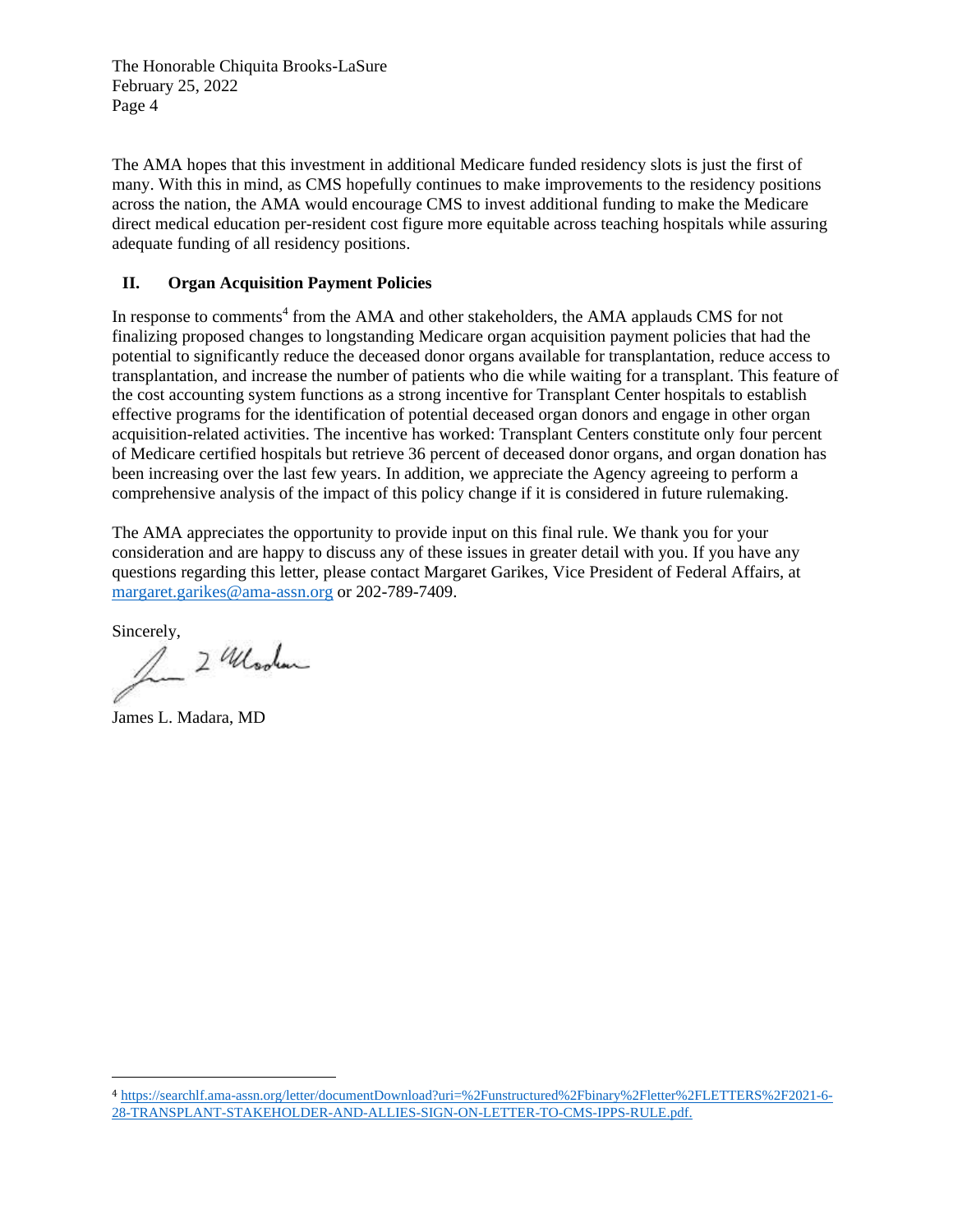The AMA hopes that this investment in additional Medicare funded residency slots is just the first of many. With this in mind, as CMS hopefully continues to make improvements to the residency positions across the nation, the AMA would encourage CMS to invest additional funding to make the Medicare direct medical education per-resident cost figure more equitable across teaching hospitals while assuring adequate funding of all residency positions.

## II. Organ Acquisition Payment Policies

In response to comments[4] from the AMA and other stakeholders, the AMA applauds CMS for not finalizing proposed changes to longstanding Medicare organ acquisition payment policies that had the potential to significantly reduce the deceased donor organs available for transplantation, reduce access to transplantation, and increase the number of patients who die while waiting for a transplant. This feature of the cost accounting system functions as a strong incentive for Transplant Center hospitals to establish effective programs for the identification of potential deceased organ donors and engage in other organ acquisition-related activities. The incentive has worked: Transplant Centers constitute only four percent of Medicare certified hospitals but retrieve 36 percent of deceased donor organs, and organ donation has been increasing over the last few years. In addition, we appreciate the Agency agreeing to perform a comprehensive analysis of the impact of this policy change if it is considered in future rulemaking.

The AMA appreciates the opportunity to provide input on this final rule. We thank you for your consideration and are happy to discuss any of these issues in greater detail with you. If you have any questions regarding this letter, please contact Margaret Garikes, Vice President of Federal Affairs, at margaret.garikes@ama-assn.org or 202-789-7409.

Sincerely,

James L. Madara, MD

---

[4] https://searchlf.ama-assn.org/letter/documentDownload?uri=%2Funstructured%2Fbinary%2Fletter%2FLETTERS%2F2021-6-28-TRANSPLANT-STAKEHOLDER-AND-ALLIES-SIGN-ON-LETTER-TO-CMS-IPPS-RULE.pdf.